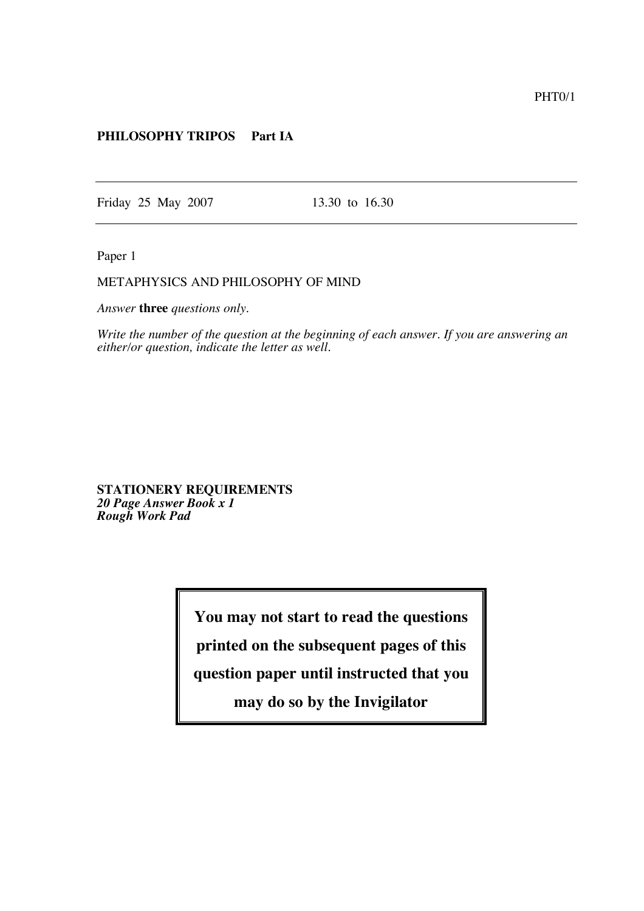PHT0/1

**PHILOSOPHY TRIPOS Part IA**

---

Friday 25 May 2007 13.30 to 16.30

---

Paper 1

METAPHYSICS AND PHILOSOPHY OF MIND

*Answer* **three** *questions only.*

*Write the number of the question at the beginning of each answer. If you are answering an either/or question, indicate the letter as well.*

**STATIONERY REQUIREMENTS**
***20 Page Answer Book x 1***
***Rough Work Pad***

**You may not start to read the questions printed on the subsequent pages of this question paper until instructed that you may do so by the Invigilator**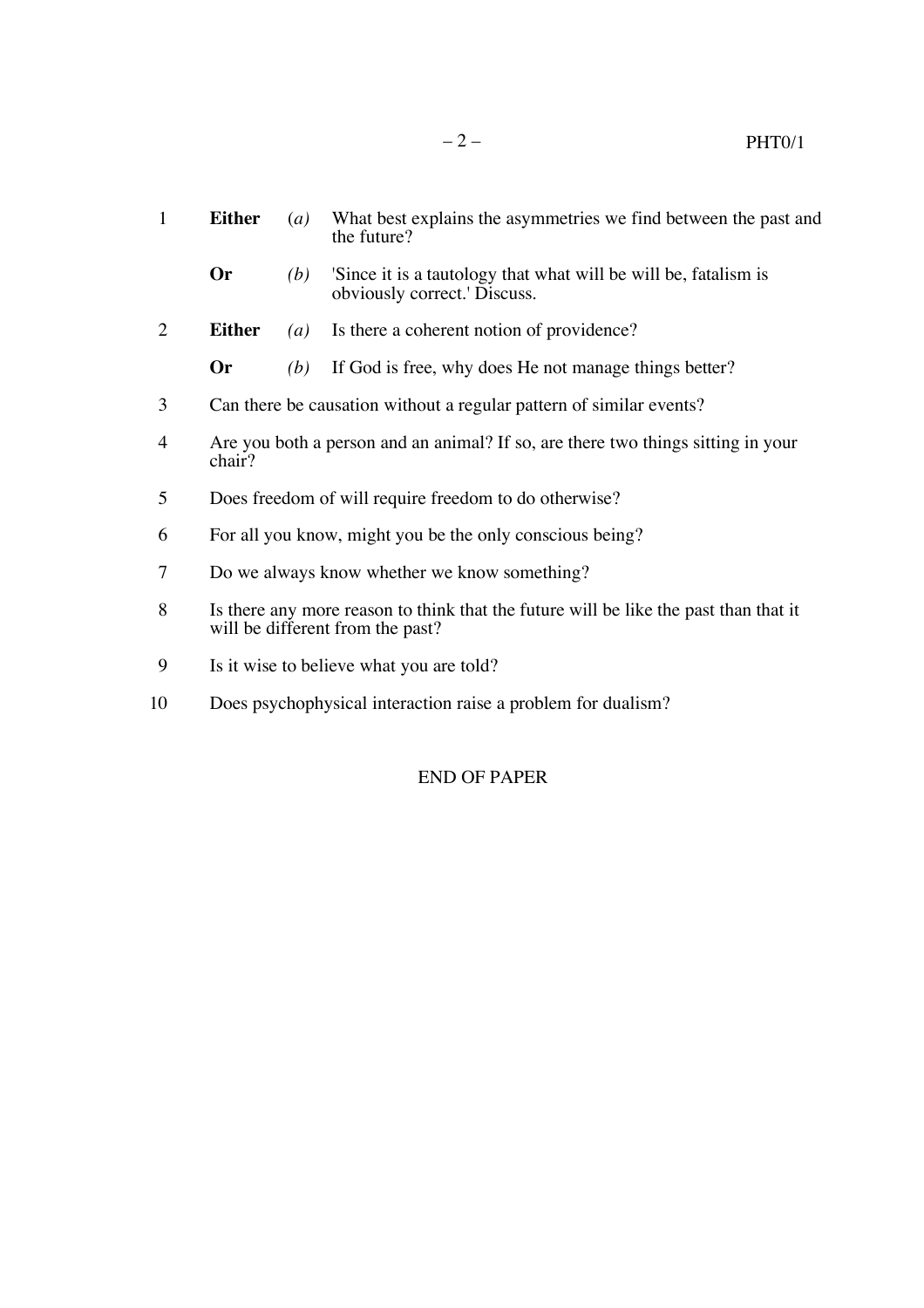1 **Either** (*a*) What best explains the asymmetries we find between the past and the future?

**Or** (*b*) 'Since it is a tautology that what will be will be, fatalism is obviously correct.' Discuss.

2 **Either** (*a*) Is there a coherent notion of providence?

**Or** (*b*) If God is free, why does He not manage things better?

3 Can there be causation without a regular pattern of similar events?

4 Are you both a person and an animal? If so, are there two things sitting in your chair?

5 Does freedom of will require freedom to do otherwise?

6 For all you know, might you be the only conscious being?

7 Do we always know whether we know something?

8 Is there any more reason to think that the future will be like the past than that it will be different from the past?

9 Is it wise to believe what you are told?

10 Does psychophysical interaction raise a problem for dualism?

END OF PAPER